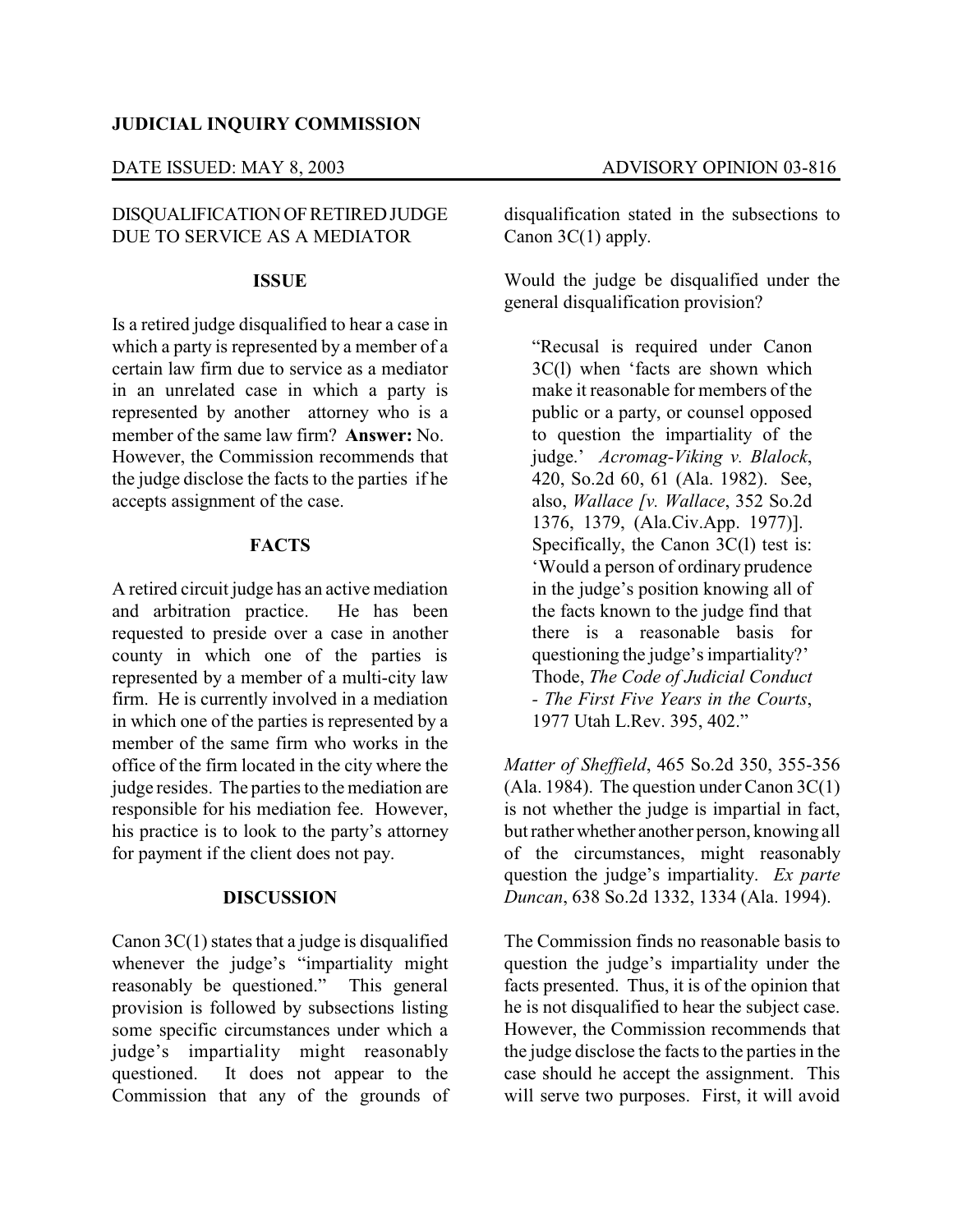**JUDICIAL INQUIRY COMMISSION**

DATE ISSUED: MAY 8, 2003 ADVISORY OPINION 03-816

DISQUALIFICATION OF RETIRED JUDGE DUE TO SERVICE AS A MEDIATOR

**ISSUE**

Is a retired judge disqualified to hear a case in which a party is represented by a member of a certain law firm due to service as a mediator in an unrelated case in which a party is represented by another attorney who is a member of the same law firm? **Answer:** No. However, the Commission recommends that the judge disclose the facts to the parties if he accepts assignment of the case.

**FACTS**

A retired circuit judge has an active mediation and arbitration practice. He has been requested to preside over a case in another county in which one of the parties is represented by a member of a multi-city law firm. He is currently involved in a mediation in which one of the parties is represented by a member of the same firm who works in the office of the firm located in the city where the judge resides. The parties to the mediation are responsible for his mediation fee. However, his practice is to look to the party's attorney for payment if the client does not pay.

**DISCUSSION**

Canon 3C(1) states that a judge is disqualified whenever the judge's "impartiality might reasonably be questioned." This general provision is followed by subsections listing some specific circumstances under which a judge's impartiality might reasonably questioned. It does not appear to the Commission that any of the grounds of disqualification stated in the subsections to Canon 3C(1) apply.

Would the judge be disqualified under the general disqualification provision?

> "Recusal is required under Canon 3C(l) when 'facts are shown which make it reasonable for members of the public or a party, or counsel opposed to question the impartiality of the judge.' *Acromag-Viking v. Blalock*, 420, So.2d 60, 61 (Ala. 1982). See, also, *Wallace [v. Wallace*, 352 So.2d 1376, 1379, (Ala.Civ.App. 1977)]. Specifically, the Canon 3C(l) test is: 'Would a person of ordinary prudence in the judge's position knowing all of the facts known to the judge find that there is a reasonable basis for questioning the judge's impartiality?' Thode, *The Code of Judicial Conduct - The First Five Years in the Courts*, 1977 Utah L.Rev. 395, 402."

*Matter of Sheffield*, 465 So.2d 350, 355-356 (Ala. 1984). The question under Canon 3C(1) is not whether the judge is impartial in fact, but rather whether another person, knowing all of the circumstances, might reasonably question the judge's impartiality. *Ex parte Duncan*, 638 So.2d 1332, 1334 (Ala. 1994).

The Commission finds no reasonable basis to question the judge's impartiality under the facts presented. Thus, it is of the opinion that he is not disqualified to hear the subject case. However, the Commission recommends that the judge disclose the facts to the parties in the case should he accept the assignment. This will serve two purposes. First, it will avoid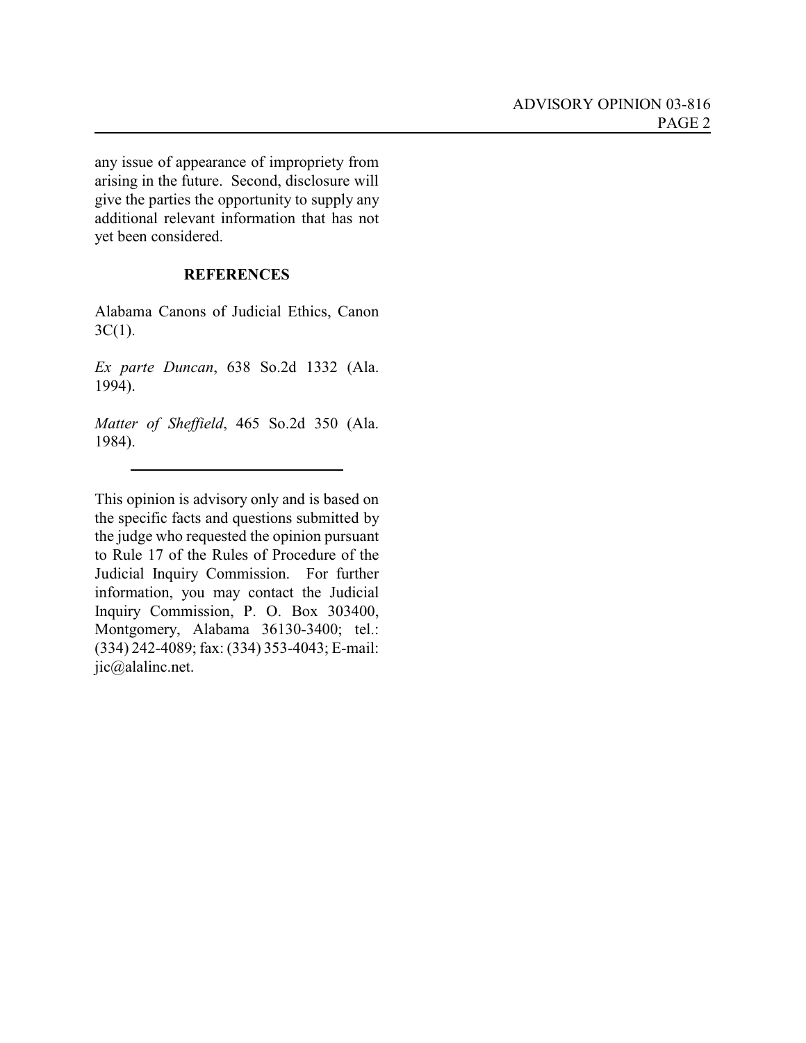any issue of appearance of impropriety from arising in the future. Second, disclosure will give the parties the opportunity to supply any additional relevant information that has not yet been considered.

## REFERENCES

Alabama Canons of Judicial Ethics, Canon 3C(1).

*Ex parte Duncan*, 638 So.2d 1332 (Ala. 1994).

*Matter of Sheffield*, 465 So.2d 350 (Ala. 1984).

---

This opinion is advisory only and is based on the specific facts and questions submitted by the judge who requested the opinion pursuant to Rule 17 of the Rules of Procedure of the Judicial Inquiry Commission. For further information, you may contact the Judicial Inquiry Commission, P. O. Box 303400, Montgomery, Alabama 36130-3400; tel.: (334) 242-4089; fax: (334) 353-4043; E-mail: jic@alalinc.net.